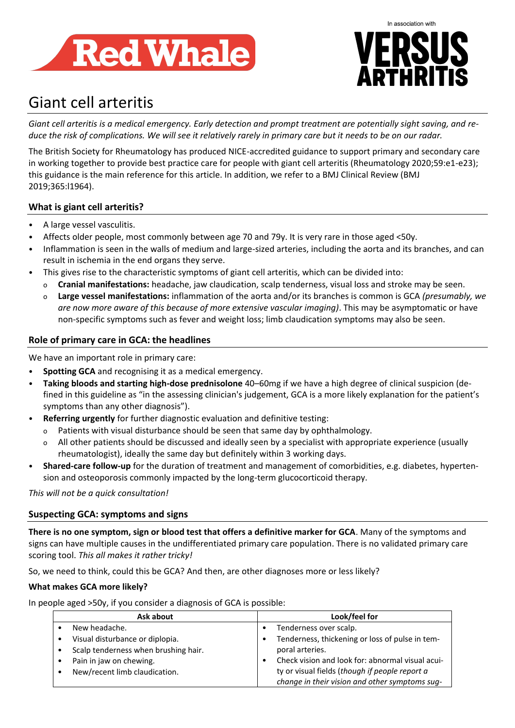# Giant cell arteritis

*Giant cell arteritis is a medical emergency. Early detection and prompt treatment are potentially sight saving, and reduce the risk of complications. We will see it relatively rarely in primary care but it needs to be on our radar.*

The British Society for Rheumatology has produced NICE-accredited guidance to support primary and secondary care in working together to provide best practice care for people with giant cell arteritis (Rheumatology 2020;59:e1-e23); this guidance is the main reference for this article. In addition, we refer to a BMJ Clinical Review (BMJ 2019;365:l1964).

## What is giant cell arteritis?

- A large vessel vasculitis.
- Affects older people, most commonly between age 70 and 79y. It is very rare in those aged <50y.
- Inflammation is seen in the walls of medium and large-sized arteries, including the aorta and its branches, and can result in ischemia in the end organs they serve.
- This gives rise to the characteristic symptoms of giant cell arteritis, which can be divided into:
  - **Cranial manifestations:** headache, jaw claudication, scalp tenderness, visual loss and stroke may be seen.
  - **Large vessel manifestations:** inflammation of the aorta and/or its branches is common is GCA *(presumably, we are now more aware of this because of more extensive vascular imaging)*. This may be asymptomatic or have non-specific symptoms such as fever and weight loss; limb claudication symptoms may also be seen.

## Role of primary care in GCA: the headlines

We have an important role in primary care:

- **Spotting GCA** and recognising it as a medical emergency.
- **Taking bloods and starting high-dose prednisolone** 40–60mg if we have a high degree of clinical suspicion (defined in this guideline as "in the assessing clinician's judgement, GCA is a more likely explanation for the patient's symptoms than any other diagnosis").
- **Referring urgently** for further diagnostic evaluation and definitive testing:
  - Patients with visual disturbance should be seen that same day by ophthalmology.
  - All other patients should be discussed and ideally seen by a specialist with appropriate experience (usually rheumatologist), ideally the same day but definitely within 3 working days.
- **Shared-care follow-up** for the duration of treatment and management of comorbidities, e.g. diabetes, hypertension and osteoporosis commonly impacted by the long-term glucocorticoid therapy.

*This will not be a quick consultation!*

## Suspecting GCA: symptoms and signs

**There is no one symptom, sign or blood test that offers a definitive marker for GCA**. Many of the symptoms and signs can have multiple causes in the undifferentiated primary care population. There is no validated primary care scoring tool. *This all makes it rather tricky!*

So, we need to think, could this be GCA? And then, are other diagnoses more or less likely?

### What makes GCA more likely?

In people aged >50y, if you consider a diagnosis of GCA is possible:

| Ask about | Look/feel for |
|---|---|
| • New headache.<br>• Visual disturbance or diplopia.<br>• Scalp tenderness when brushing hair.<br>• Pain in jaw on chewing.<br>• New/recent limb claudication. | • Tenderness over scalp.<br>• Tenderness, thickening or loss of pulse in temporal arteries.<br>• Check vision and look for: abnormal visual acuity or visual fields (*though if people report a change in their vision and other symptoms sug-* |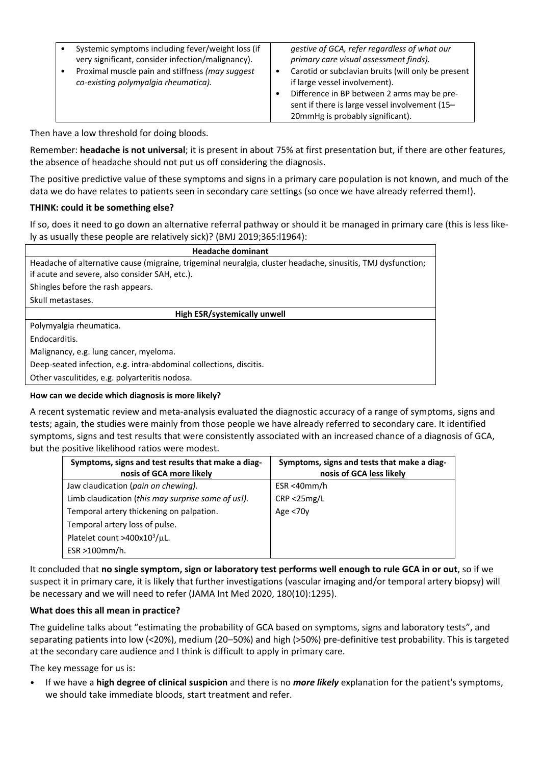| | |
|---|---|
| • Systemic symptoms including fever/weight loss (if very significant, consider infection/malignancy).<br>• Proximal muscle pain and stiffness *(may suggest co-existing polymyalgia rheumatica).* | *gestive of GCA, refer regardless of what our primary care visual assessment finds).*<br>• Carotid or subclavian bruits (will only be present if large vessel involvement).<br>• Difference in BP between 2 arms may be present if there is large vessel involvement (15–20mmHg is probably significant). |

Then have a low threshold for doing bloods.

Remember: **headache is not universal**; it is present in about 75% at first presentation but, if there are other features, the absence of headache should not put us off considering the diagnosis.

The positive predictive value of these symptoms and signs in a primary care population is not known, and much of the data we do have relates to patients seen in secondary care settings (so once we have already referred them!).

**THINK: could it be something else?**

If so, does it need to go down an alternative referral pathway or should it be managed in primary care (this is less likely as usually these people are relatively sick)? (BMJ 2019;365:l1964):

| **Headache dominant** |
|---|
| Headache of alternative cause (migraine, trigeminal neuralgia, cluster headache, sinusitis, TMJ dysfunction; if acute and severe, also consider SAH, etc.). |
| Shingles before the rash appears. |
| Skull metastases. |
| **High ESR/systemically unwell** |
| Polymyalgia rheumatica. |
| Endocarditis. |
| Malignancy, e.g. lung cancer, myeloma. |
| Deep-seated infection, e.g. intra-abdominal collections, discitis. |
| Other vasculitides, e.g. polyarteritis nodosa. |

**How can we decide which diagnosis is more likely?**

A recent systematic review and meta-analysis evaluated the diagnostic accuracy of a range of symptoms, signs and tests; again, the studies were mainly from those people we have already referred to secondary care. It identified symptoms, signs and test results that were consistently associated with an increased chance of a diagnosis of GCA, but the positive likelihood ratios were modest.

| **Symptoms, signs and test results that make a diagnosis of GCA more likely** | **Symptoms, signs and tests that make a diagnosis of GCA less likely** |
|---|---|
| Jaw claudication (*pain on chewing).* | ESR <40mm/h |
| Limb claudication (*this may surprise some of us!).* | CRP <25mg/L |
| Temporal artery thickening on palpation. | Age <70y |
| Temporal artery loss of pulse. | |
| Platelet count $>400 \times 10^3/\mu L$. | |
| ESR >100mm/h. | |

It concluded that **no single symptom, sign or laboratory test performs well enough to rule GCA in or out**, so if we suspect it in primary care, it is likely that further investigations (vascular imaging and/or temporal artery biopsy) will be necessary and we will need to refer (JAMA Int Med 2020, 180(10):1295).

**What does this all mean in practice?**

The guideline talks about "estimating the probability of GCA based on symptoms, signs and laboratory tests", and separating patients into low (<20%), medium (20–50%) and high (>50%) pre-definitive test probability. This is targeted at the secondary care audience and I think is difficult to apply in primary care.

The key message for us is:

- If we have a **high degree of clinical suspicion** and there is no ***more likely*** explanation for the patient's symptoms, we should take immediate bloods, start treatment and refer.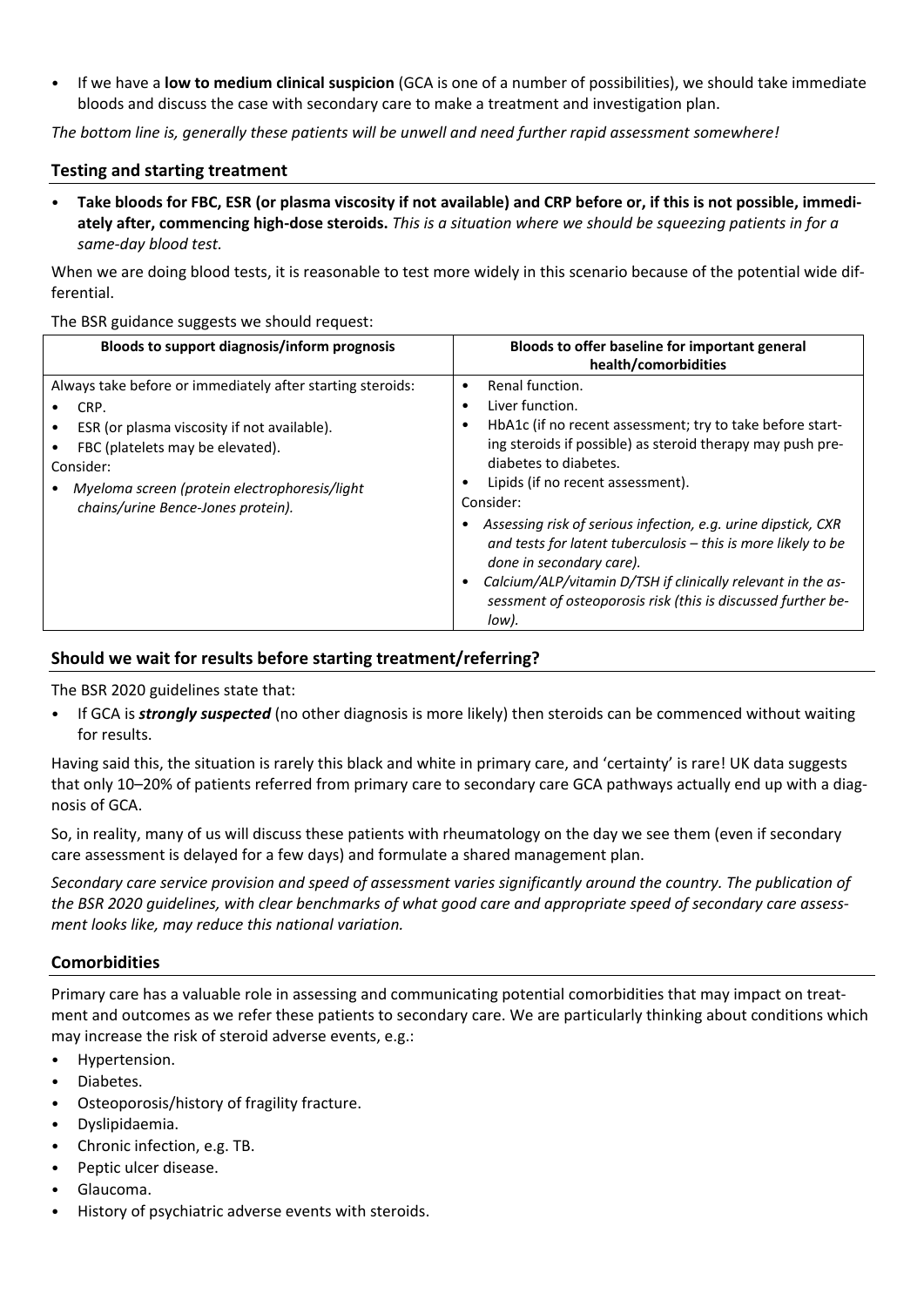- If we have a **low to medium clinical suspicion** (GCA is one of a number of possibilities), we should take immediate bloods and discuss the case with secondary care to make a treatment and investigation plan.

*The bottom line is, generally these patients will be unwell and need further rapid assessment somewhere!*

## Testing and starting treatment

- **Take bloods for FBC, ESR (or plasma viscosity if not available) and CRP before or, if this is not possible, immediately after, commencing high-dose steroids.** *This is a situation where we should be squeezing patients in for a same-day blood test.*

When we are doing blood tests, it is reasonable to test more widely in this scenario because of the potential wide differential.

The BSR guidance suggests we should request:

| Bloods to support diagnosis/inform prognosis | Bloods to offer baseline for important general health/comorbidities |
|---|---|
| Always take before or immediately after starting steroids:<br>• CRP.<br>• ESR (or plasma viscosity if not available).<br>• FBC (platelets may be elevated).<br>Consider:<br>• *Myeloma screen (protein electrophoresis/light chains/urine Bence-Jones protein).* | • Renal function.<br>• Liver function.<br>• HbA1c (if no recent assessment; try to take before starting steroids if possible) as steroid therapy may push pre-diabetes to diabetes.<br>• Lipids (if no recent assessment).<br>Consider:<br>• *Assessing risk of serious infection, e.g. urine dipstick, CXR and tests for latent tuberculosis – this is more likely to be done in secondary care).*<br>• *Calcium/ALP/vitamin D/TSH if clinically relevant in the assessment of osteoporosis risk (this is discussed further below).* |

## Should we wait for results before starting treatment/referring?

The BSR 2020 guidelines state that:

- If GCA is ***strongly suspected*** (no other diagnosis is more likely) then steroids can be commenced without waiting for results.

Having said this, the situation is rarely this black and white in primary care, and 'certainty' is rare! UK data suggests that only 10–20% of patients referred from primary care to secondary care GCA pathways actually end up with a diagnosis of GCA.

So, in reality, many of us will discuss these patients with rheumatology on the day we see them (even if secondary care assessment is delayed for a few days) and formulate a shared management plan.

*Secondary care service provision and speed of assessment varies significantly around the country. The publication of the BSR 2020 guidelines, with clear benchmarks of what good care and appropriate speed of secondary care assessment looks like, may reduce this national variation.*

## Comorbidities

Primary care has a valuable role in assessing and communicating potential comorbidities that may impact on treatment and outcomes as we refer these patients to secondary care. We are particularly thinking about conditions which may increase the risk of steroid adverse events, e.g.:

- Hypertension.
- Diabetes.
- Osteoporosis/history of fragility fracture.
- Dyslipidaemia.
- Chronic infection, e.g. TB.
- Peptic ulcer disease.
- Glaucoma.
- History of psychiatric adverse events with steroids.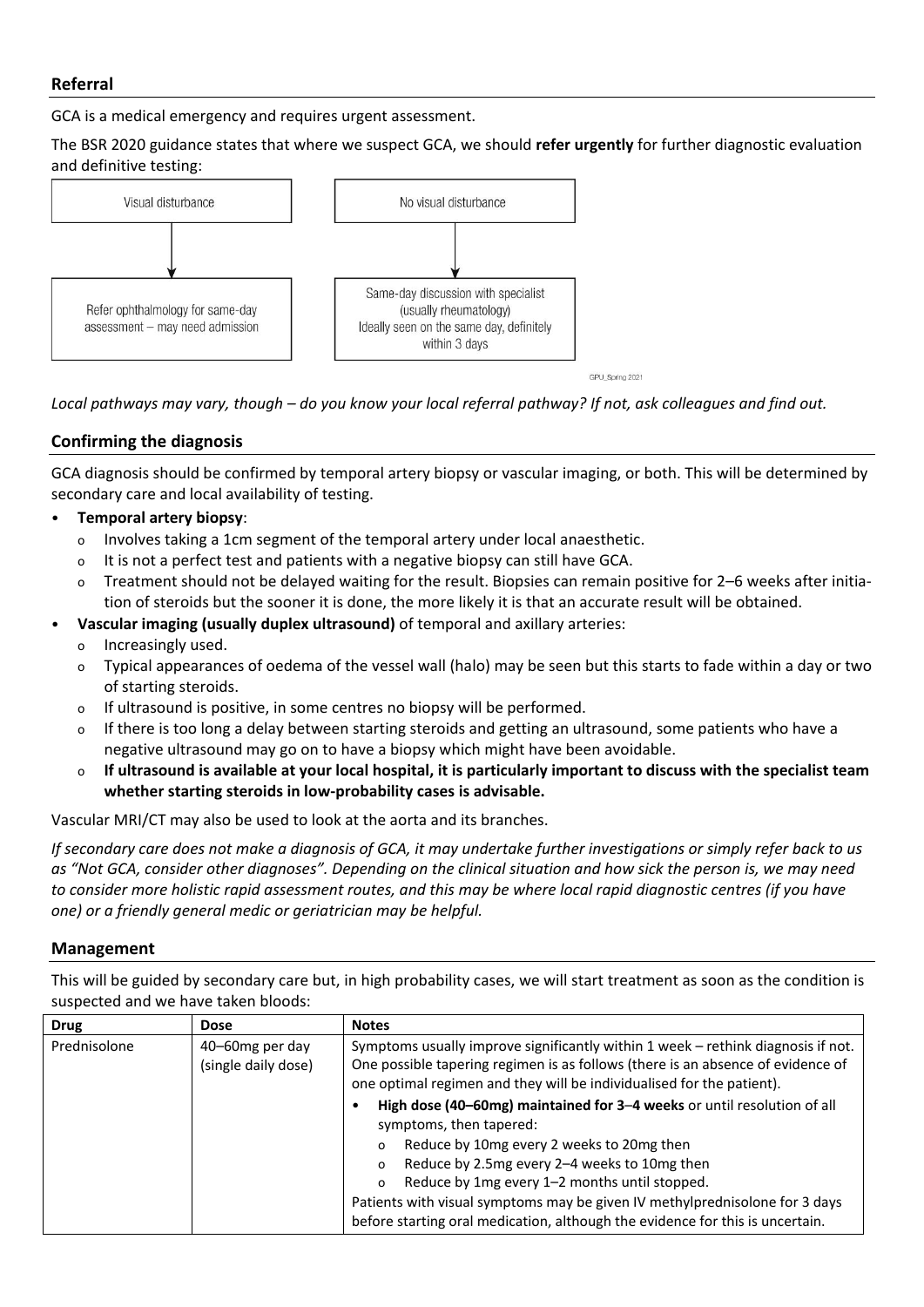## Referral

GCA is a medical emergency and requires urgent assessment.

The BSR 2020 guidance states that where we suspect GCA, we should **refer urgently** for further diagnostic evaluation and definitive testing:

| Visual disturbance | No visual disturbance |
| --- | --- |
| ↓ | ↓ |
| Refer ophthalmology for same-day assessment – may need admission | Same-day discussion with specialist (usually rheumatology) Ideally seen on the same day, definitely within 3 days |

*Local pathways may vary, though – do you know your local referral pathway? If not, ask colleagues and find out.*

## Confirming the diagnosis

GCA diagnosis should be confirmed by temporal artery biopsy or vascular imaging, or both. This will be determined by secondary care and local availability of testing.

- **Temporal artery biopsy**:
  - Involves taking a 1cm segment of the temporal artery under local anaesthetic.
  - It is not a perfect test and patients with a negative biopsy can still have GCA.
  - Treatment should not be delayed waiting for the result. Biopsies can remain positive for 2–6 weeks after initiation of steroids but the sooner it is done, the more likely it is that an accurate result will be obtained.
- **Vascular imaging (usually duplex ultrasound)** of temporal and axillary arteries:
  - Increasingly used.
  - Typical appearances of oedema of the vessel wall (halo) may be seen but this starts to fade within a day or two of starting steroids.
  - If ultrasound is positive, in some centres no biopsy will be performed.
  - If there is too long a delay between starting steroids and getting an ultrasound, some patients who have a negative ultrasound may go on to have a biopsy which might have been avoidable.
  - **If ultrasound is available at your local hospital, it is particularly important to discuss with the specialist team whether starting steroids in low-probability cases is advisable.**

Vascular MRI/CT may also be used to look at the aorta and its branches.

*If secondary care does not make a diagnosis of GCA, it may undertake further investigations or simply refer back to us as "Not GCA, consider other diagnoses". Depending on the clinical situation and how sick the person is, we may need to consider more holistic rapid assessment routes, and this may be where local rapid diagnostic centres (if you have one) or a friendly general medic or geriatrician may be helpful.*

## Management

This will be guided by secondary care but, in high probability cases, we will start treatment as soon as the condition is suspected and we have taken bloods:

| Drug | Dose | Notes |
| --- | --- | --- |
| Prednisolone | 40–60mg per day (single daily dose) | Symptoms usually improve significantly within 1 week – rethink diagnosis if not. One possible tapering regimen is as follows (there is an absence of evidence of one optimal regimen and they will be individualised for the patient).<br>• **High dose (40–60mg) maintained for 3–4 weeks** or until resolution of all symptoms, then tapered:<br>&nbsp;&nbsp;o Reduce by 10mg every 2 weeks to 20mg then<br>&nbsp;&nbsp;o Reduce by 2.5mg every 2–4 weeks to 10mg then<br>&nbsp;&nbsp;o Reduce by 1mg every 1–2 months until stopped.<br>Patients with visual symptoms may be given IV methylprednisolone for 3 days before starting oral medication, although the evidence for this is uncertain. |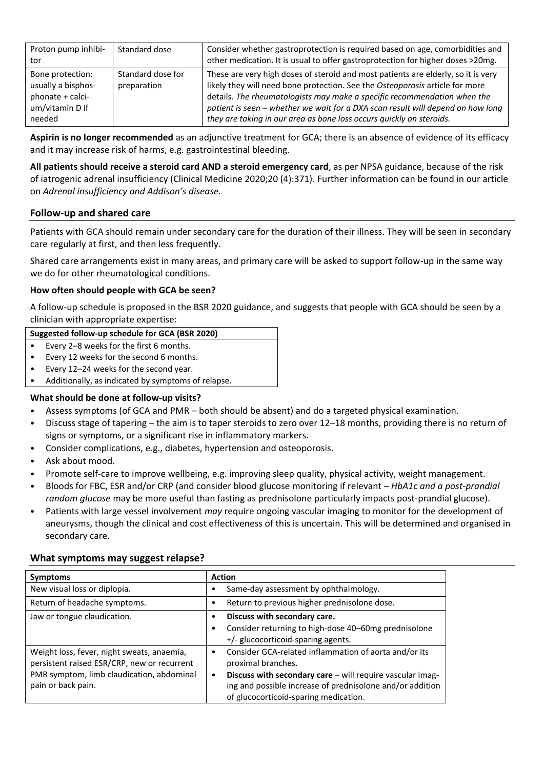| Proton pump inhibitor | Standard dose | Consider whether gastroprotection is required based on age, comorbidities and other medication. It is usual to offer gastroprotection for higher doses >20mg. |
|---|---|---|
| Bone protection: usually a bisphosphonate + calcium/vitamin D if needed | Standard dose for preparation | These are very high doses of steroid and most patients are elderly, so it is very likely they will need bone protection. See the *Osteoporosis* article for more details. *The rheumatologists may make a specific recommendation when the patient is seen – whether we wait for a DXA scan result will depend on how long they are taking in our area as bone loss occurs quickly on steroids.* |

**Aspirin is no longer recommended** as an adjunctive treatment for GCA; there is an absence of evidence of its efficacy and it may increase risk of harms, e.g. gastrointestinal bleeding.

**All patients should receive a steroid card AND a steroid emergency card**, as per NPSA guidance, because of the risk of iatrogenic adrenal insufficiency (Clinical Medicine 2020;20 (4):371). Further information can be found in our article on *Adrenal insufficiency and Addison's disease.*

## Follow-up and shared care

Patients with GCA should remain under secondary care for the duration of their illness. They will be seen in secondary care regularly at first, and then less frequently.

Shared care arrangements exist in many areas, and primary care will be asked to support follow-up in the same way we do for other rheumatological conditions.

### How often should people with GCA be seen?

A follow-up schedule is proposed in the BSR 2020 guidance, and suggests that people with GCA should be seen by a clinician with appropriate expertise:

**Suggested follow-up schedule for GCA (BSR 2020)**

- Every 2–8 weeks for the first 6 months.
- Every 12 weeks for the second 6 months.
- Every 12–24 weeks for the second year.
- Additionally, as indicated by symptoms of relapse.

### What should be done at follow-up visits?

- Assess symptoms (of GCA and PMR – both should be absent) and do a targeted physical examination.
- Discuss stage of tapering – the aim is to taper steroids to zero over 12–18 months, providing there is no return of signs or symptoms, or a significant rise in inflammatory markers.
- Consider complications, e.g., diabetes, hypertension and osteoporosis.
- Ask about mood.
- Promote self-care to improve wellbeing, e.g. improving sleep quality, physical activity, weight management.
- Bloods for FBC, ESR and/or CRP (and consider blood glucose monitoring if relevant – *HbA1c and a post-prandial random glucose* may be more useful than fasting as prednisolone particularly impacts post-prandial glucose).
- Patients with large vessel involvement *may* require ongoing vascular imaging to monitor for the development of aneurysms, though the clinical and cost effectiveness of this is uncertain. This will be determined and organised in secondary care.

## What symptoms may suggest relapse?

| Symptoms | Action |
|---|---|
| New visual loss or diplopia. | • Same-day assessment by ophthalmology. |
| Return of headache symptoms. | • Return to previous higher prednisolone dose. |
| Jaw or tongue claudication. | • **Discuss with secondary care.**<br>• Consider returning to high-dose 40–60mg prednisolone +/- glucocorticoid-sparing agents. |
| Weight loss, fever, night sweats, anaemia, persistent raised ESR/CRP, new or recurrent PMR symptom, limb claudication, abdominal pain or back pain. | • Consider GCA-related inflammation of aorta and/or its proximal branches.<br>• **Discuss with secondary care** – will require vascular imaging and possible increase of prednisolone and/or addition of glucocorticoid-sparing medication. |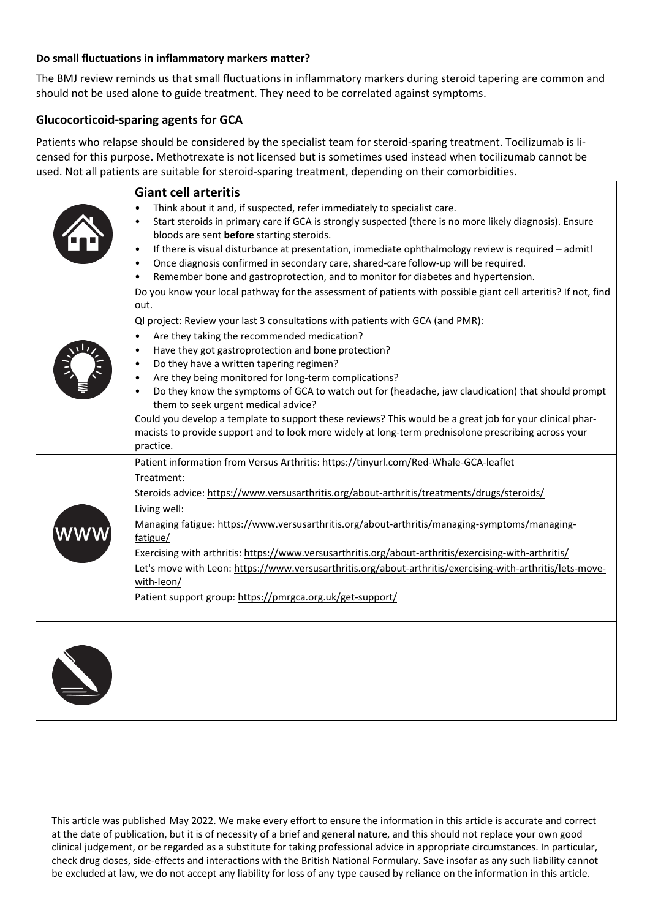**Do small fluctuations in inflammatory markers matter?**

The BMJ review reminds us that small fluctuations in inflammatory markers during steroid tapering are common and should not be used alone to guide treatment. They need to be correlated against symptoms.

### Glucocorticoid-sparing agents for GCA

Patients who relapse should be considered by the specialist team for steroid-sparing treatment. Tocilizumab is licensed for this purpose. Methotrexate is not licensed but is sometimes used instead when tocilizumab cannot be used. Not all patients are suitable for steroid-sparing treatment, depending on their comorbidities.

| | |
|---|---|
| | **Giant cell arteritis**<br>• Think about it and, if suspected, refer immediately to specialist care.<br>• Start steroids in primary care if GCA is strongly suspected (there is no more likely diagnosis). Ensure bloods are sent **before** starting steroids.<br>• If there is visual disturbance at presentation, immediate ophthalmology review is required – admit!<br>• Once diagnosis confirmed in secondary care, shared-care follow-up will be required.<br>• Remember bone and gastroprotection, and to monitor for diabetes and hypertension. |
| | Do you know your local pathway for the assessment of patients with possible giant cell arteritis? If not, find out.<br>QI project: Review your last 3 consultations with patients with GCA (and PMR):<br>• Are they taking the recommended medication?<br>• Have they got gastroprotection and bone protection?<br>• Do they have a written tapering regimen?<br>• Are they being monitored for long-term complications?<br>• Do they know the symptoms of GCA to watch out for (headache, jaw claudication) that should prompt them to seek urgent medical advice?<br>Could you develop a template to support these reviews? This would be a great job for your clinical pharmacists to provide support and to look more widely at long-term prednisolone prescribing across your practice. |
| WWW | Patient information from Versus Arthritis: https://tinyurl.com/Red-Whale-GCA-leaflet<br>Treatment:<br>Steroids advice: https://www.versusarthritis.org/about-arthritis/treatments/drugs/steroids/<br>Living well:<br>Managing fatigue: https://www.versusarthritis.org/about-arthritis/managing-symptoms/managing-fatigue/<br>Exercising with arthritis: https://www.versusarthritis.org/about-arthritis/exercising-with-arthritis/<br>Let's move with Leon: https://www.versusarthritis.org/about-arthritis/exercising-with-arthritis/lets-move-with-leon/<br>Patient support group: https://pmrgca.org.uk/get-support/ |
| | |

This article was published May 2022. We make every effort to ensure the information in this article is accurate and correct at the date of publication, but it is of necessity of a brief and general nature, and this should not replace your own good clinical judgement, or be regarded as a substitute for taking professional advice in appropriate circumstances. In particular, check drug doses, side-effects and interactions with the British National Formulary. Save insofar as any such liability cannot be excluded at law, we do not accept any liability for loss of any type caused by reliance on the information in this article.